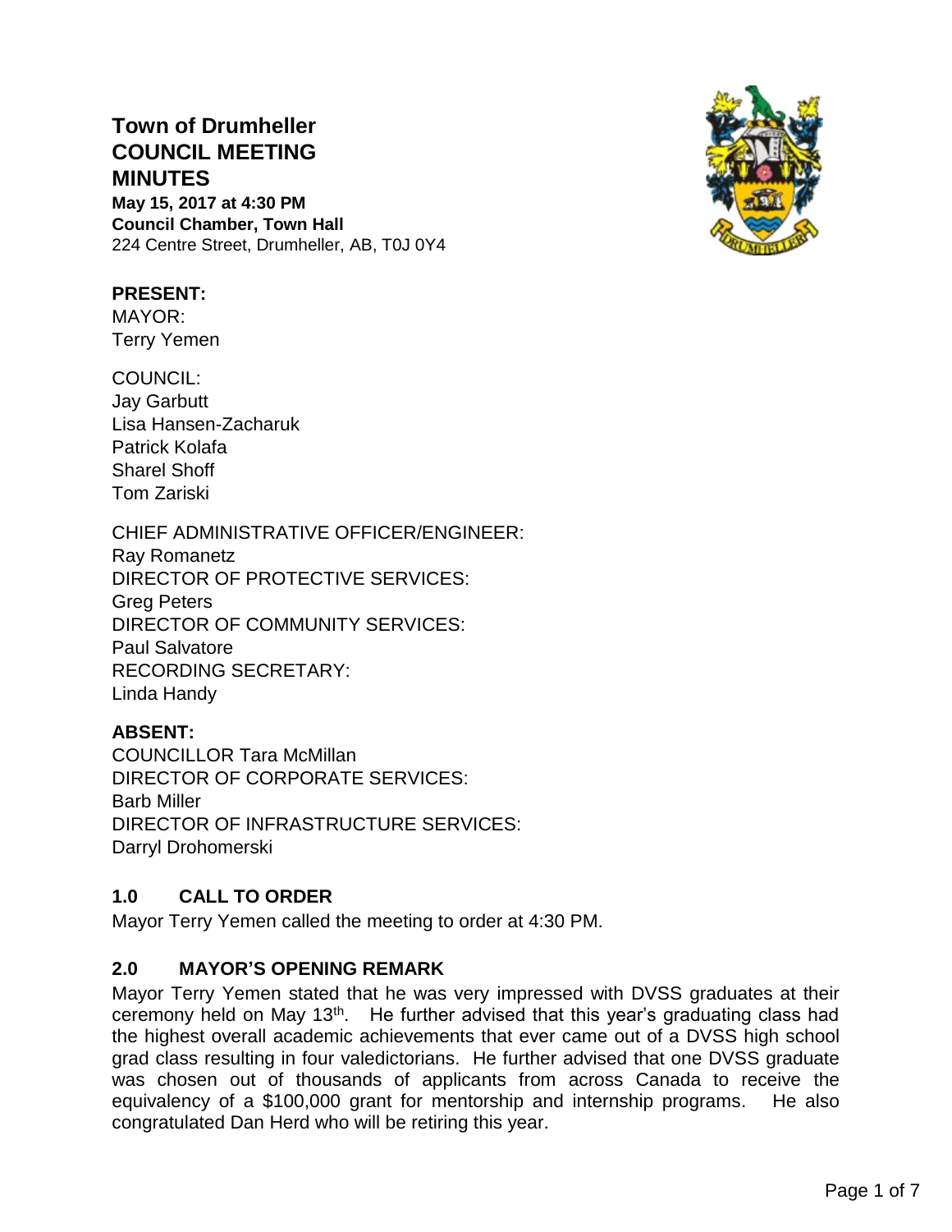# Town of Drumheller
# COUNCIL MEETING
# MINUTES

**May 15, 2017 at 4:30 PM**
**Council Chamber, Town Hall**
224 Centre Street, Drumheller, AB, T0J 0Y4

**PRESENT:**
MAYOR:
Terry Yemen

COUNCIL:
Jay Garbutt
Lisa Hansen-Zacharuk
Patrick Kolafa
Sharel Shoff
Tom Zariski

CHIEF ADMINISTRATIVE OFFICER/ENGINEER:
Ray Romanetz
DIRECTOR OF PROTECTIVE SERVICES:
Greg Peters
DIRECTOR OF COMMUNITY SERVICES:
Paul Salvatore
RECORDING SECRETARY:
Linda Handy

**ABSENT:**
COUNCILLOR Tara McMillan
DIRECTOR OF CORPORATE SERVICES:
Barb Miller
DIRECTOR OF INFRASTRUCTURE SERVICES:
Darryl Drohomerski

## 1.0 CALL TO ORDER

Mayor Terry Yemen called the meeting to order at 4:30 PM.

## 2.0 MAYOR'S OPENING REMARK

Mayor Terry Yemen stated that he was very impressed with DVSS graduates at their ceremony held on May 13th. He further advised that this year's graduating class had the highest overall academic achievements that ever came out of a DVSS high school grad class resulting in four valedictorians. He further advised that one DVSS graduate was chosen out of thousands of applicants from across Canada to receive the equivalency of a $100,000 grant for mentorship and internship programs. He also congratulated Dan Herd who will be retiring this year.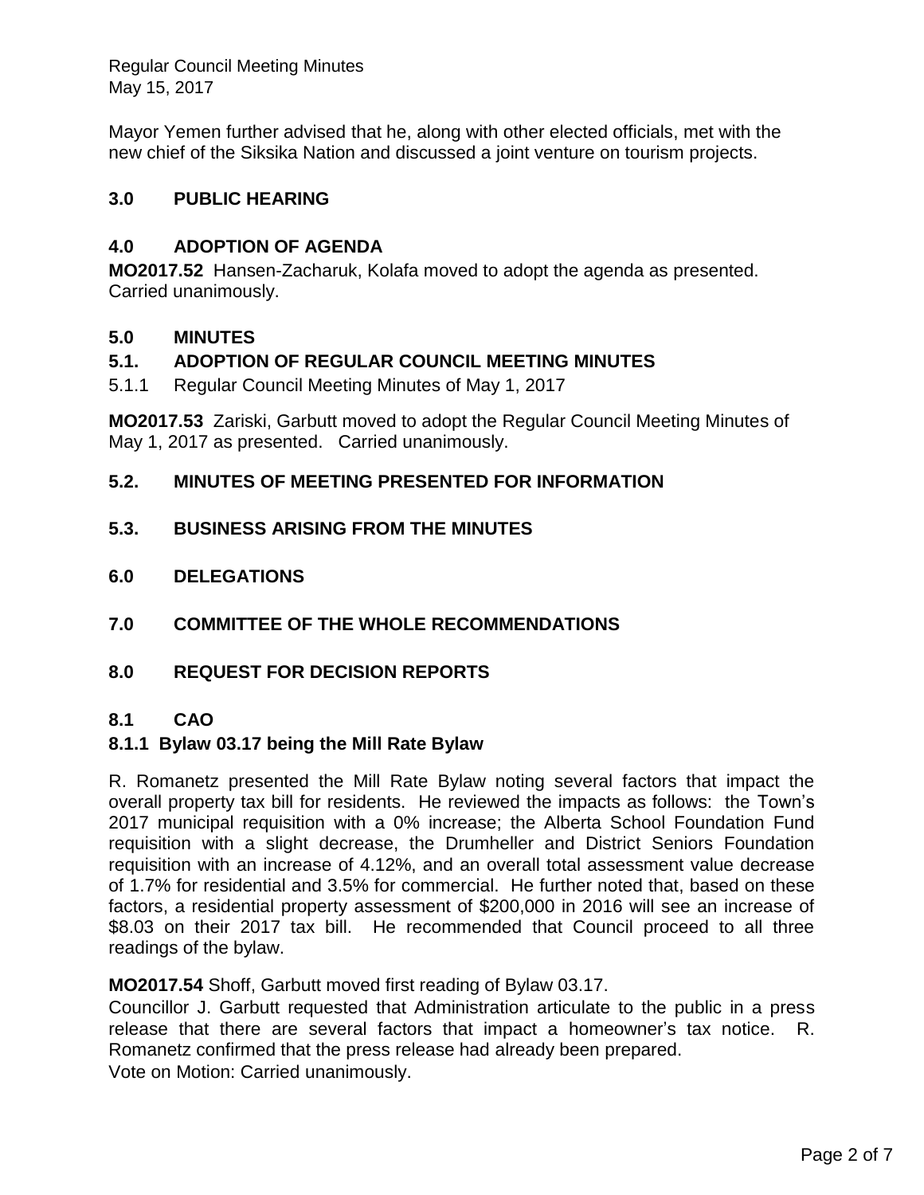Mayor Yemen further advised that he, along with other elected officials, met with the new chief of the Siksika Nation and discussed a joint venture on tourism projects.

## 3.0 PUBLIC HEARING

## 4.0 ADOPTION OF AGENDA

**MO2017.52** Hansen-Zacharuk, Kolafa moved to adopt the agenda as presented. Carried unanimously.

## 5.0 MINUTES

### 5.1. ADOPTION OF REGULAR COUNCIL MEETING MINUTES

5.1.1 Regular Council Meeting Minutes of May 1, 2017

**MO2017.53** Zariski, Garbutt moved to adopt the Regular Council Meeting Minutes of May 1, 2017 as presented. Carried unanimously.

### 5.2. MINUTES OF MEETING PRESENTED FOR INFORMATION

### 5.3. BUSINESS ARISING FROM THE MINUTES

## 6.0 DELEGATIONS

## 7.0 COMMITTEE OF THE WHOLE RECOMMENDATIONS

## 8.0 REQUEST FOR DECISION REPORTS

### 8.1 CAO

#### 8.1.1 Bylaw 03.17 being the Mill Rate Bylaw

R. Romanetz presented the Mill Rate Bylaw noting several factors that impact the overall property tax bill for residents. He reviewed the impacts as follows: the Town's 2017 municipal requisition with a 0% increase; the Alberta School Foundation Fund requisition with a slight decrease, the Drumheller and District Seniors Foundation requisition with an increase of 4.12%, and an overall total assessment value decrease of 1.7% for residential and 3.5% for commercial. He further noted that, based on these factors, a residential property assessment of $200,000 in 2016 will see an increase of $8.03 on their 2017 tax bill. He recommended that Council proceed to all three readings of the bylaw.

**MO2017.54** Shoff, Garbutt moved first reading of Bylaw 03.17.

Councillor J. Garbutt requested that Administration articulate to the public in a press release that there are several factors that impact a homeowner's tax notice. R. Romanetz confirmed that the press release had already been prepared.

Vote on Motion: Carried unanimously.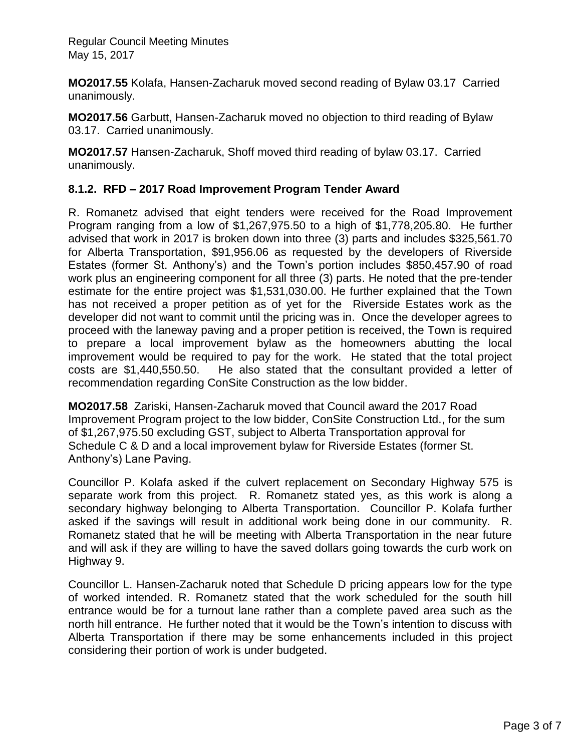**MO2017.55** Kolafa, Hansen-Zacharuk moved second reading of Bylaw 03.17 Carried unanimously.

**MO2017.56** Garbutt, Hansen-Zacharuk moved no objection to third reading of Bylaw 03.17. Carried unanimously.

**MO2017.57** Hansen-Zacharuk, Shoff moved third reading of bylaw 03.17. Carried unanimously.

### 8.1.2. RFD – 2017 Road Improvement Program Tender Award

R. Romanetz advised that eight tenders were received for the Road Improvement Program ranging from a low of $1,267,975.50 to a high of $1,778,205.80. He further advised that work in 2017 is broken down into three (3) parts and includes $325,561.70 for Alberta Transportation, $91,956.06 as requested by the developers of Riverside Estates (former St. Anthony's) and the Town's portion includes $850,457.90 of road work plus an engineering component for all three (3) parts. He noted that the pre-tender estimate for the entire project was $1,531,030.00. He further explained that the Town has not received a proper petition as of yet for the Riverside Estates work as the developer did not want to commit until the pricing was in. Once the developer agrees to proceed with the laneway paving and a proper petition is received, the Town is required to prepare a local improvement bylaw as the homeowners abutting the local improvement would be required to pay for the work. He stated that the total project costs are $1,440,550.50. He also stated that the consultant provided a letter of recommendation regarding ConSite Construction as the low bidder.

**MO2017.58** Zariski, Hansen-Zacharuk moved that Council award the 2017 Road Improvement Program project to the low bidder, ConSite Construction Ltd., for the sum of $1,267,975.50 excluding GST, subject to Alberta Transportation approval for Schedule C & D and a local improvement bylaw for Riverside Estates (former St. Anthony's) Lane Paving.

Councillor P. Kolafa asked if the culvert replacement on Secondary Highway 575 is separate work from this project. R. Romanetz stated yes, as this work is along a secondary highway belonging to Alberta Transportation. Councillor P. Kolafa further asked if the savings will result in additional work being done in our community. R. Romanetz stated that he will be meeting with Alberta Transportation in the near future and will ask if they are willing to have the saved dollars going towards the curb work on Highway 9.

Councillor L. Hansen-Zacharuk noted that Schedule D pricing appears low for the type of worked intended. R. Romanetz stated that the work scheduled for the south hill entrance would be for a turnout lane rather than a complete paved area such as the north hill entrance. He further noted that it would be the Town's intention to discuss with Alberta Transportation if there may be some enhancements included in this project considering their portion of work is under budgeted.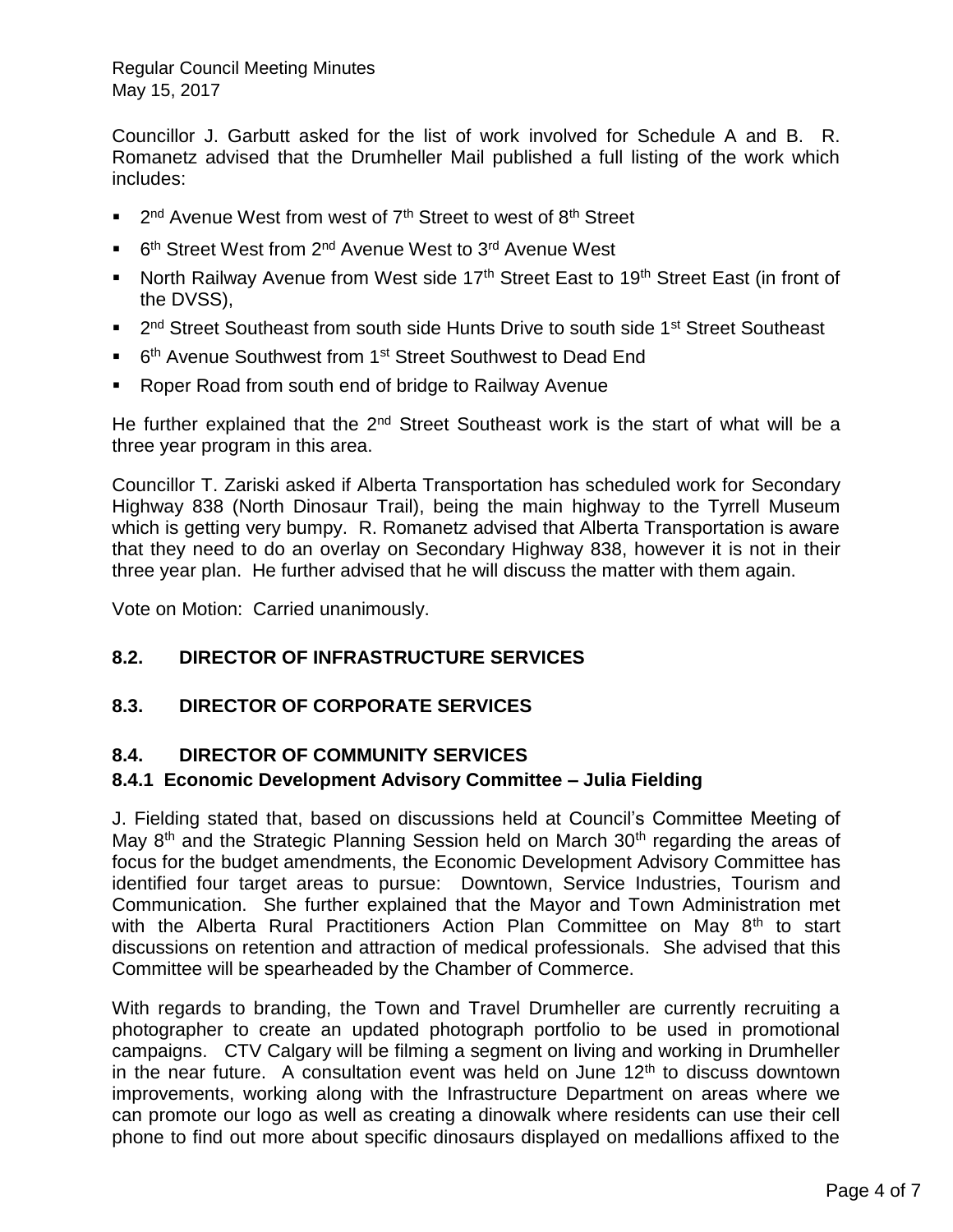Councillor J. Garbutt asked for the list of work involved for Schedule A and B. R. Romanetz advised that the Drumheller Mail published a full listing of the work which includes:

- 2nd Avenue West from west of 7th Street to west of 8th Street
- 6th Street West from 2nd Avenue West to 3rd Avenue West
- North Railway Avenue from West side 17th Street East to 19th Street East (in front of the DVSS),
- 2nd Street Southeast from south side Hunts Drive to south side 1st Street Southeast
- 6th Avenue Southwest from 1st Street Southwest to Dead End
- Roper Road from south end of bridge to Railway Avenue

He further explained that the 2nd Street Southeast work is the start of what will be a three year program in this area.

Councillor T. Zariski asked if Alberta Transportation has scheduled work for Secondary Highway 838 (North Dinosaur Trail), being the main highway to the Tyrrell Museum which is getting very bumpy. R. Romanetz advised that Alberta Transportation is aware that they need to do an overlay on Secondary Highway 838, however it is not in their three year plan. He further advised that he will discuss the matter with them again.

Vote on Motion: Carried unanimously.

## 8.2. DIRECTOR OF INFRASTRUCTURE SERVICES

## 8.3. DIRECTOR OF CORPORATE SERVICES

## 8.4. DIRECTOR OF COMMUNITY SERVICES

### 8.4.1 Economic Development Advisory Committee – Julia Fielding

J. Fielding stated that, based on discussions held at Council's Committee Meeting of May 8th and the Strategic Planning Session held on March 30th regarding the areas of focus for the budget amendments, the Economic Development Advisory Committee has identified four target areas to pursue: Downtown, Service Industries, Tourism and Communication. She further explained that the Mayor and Town Administration met with the Alberta Rural Practitioners Action Plan Committee on May 8th to start discussions on retention and attraction of medical professionals. She advised that this Committee will be spearheaded by the Chamber of Commerce.

With regards to branding, the Town and Travel Drumheller are currently recruiting a photographer to create an updated photograph portfolio to be used in promotional campaigns. CTV Calgary will be filming a segment on living and working in Drumheller in the near future. A consultation event was held on June 12th to discuss downtown improvements, working along with the Infrastructure Department on areas where we can promote our logo as well as creating a dinowalk where residents can use their cell phone to find out more about specific dinosaurs displayed on medallions affixed to the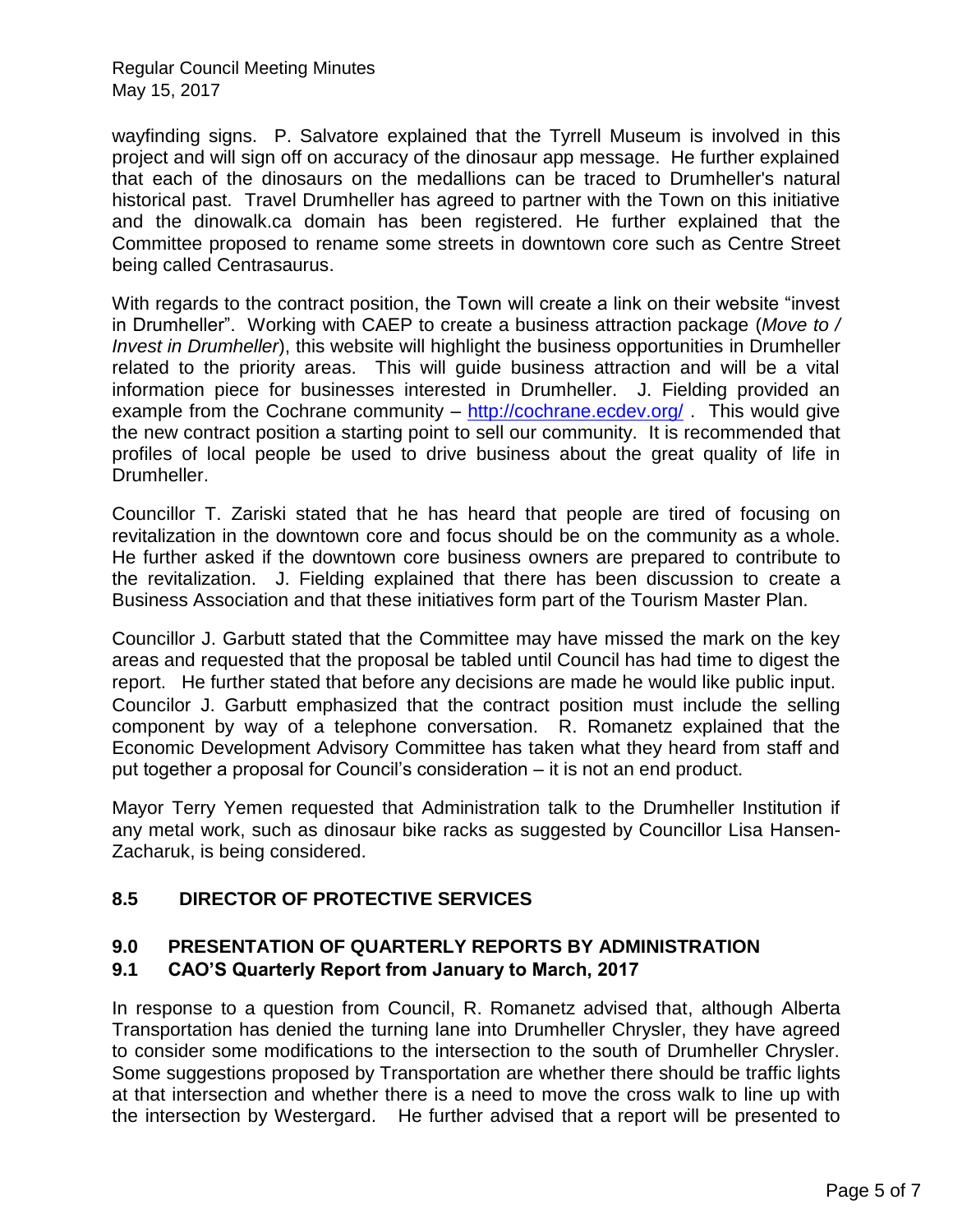wayfinding signs. P. Salvatore explained that the Tyrrell Museum is involved in this project and will sign off on accuracy of the dinosaur app message. He further explained that each of the dinosaurs on the medallions can be traced to Drumheller's natural historical past. Travel Drumheller has agreed to partner with the Town on this initiative and the dinowalk.ca domain has been registered. He further explained that the Committee proposed to rename some streets in downtown core such as Centre Street being called Centrasaurus.

With regards to the contract position, the Town will create a link on their website "invest in Drumheller". Working with CAEP to create a business attraction package (*Move to / Invest in Drumheller*), this website will highlight the business opportunities in Drumheller related to the priority areas. This will guide business attraction and will be a vital information piece for businesses interested in Drumheller. J. Fielding provided an example from the Cochrane community – http://cochrane.ecdev.org/ . This would give the new contract position a starting point to sell our community. It is recommended that profiles of local people be used to drive business about the great quality of life in Drumheller.

Councillor T. Zariski stated that he has heard that people are tired of focusing on revitalization in the downtown core and focus should be on the community as a whole. He further asked if the downtown core business owners are prepared to contribute to the revitalization. J. Fielding explained that there has been discussion to create a Business Association and that these initiatives form part of the Tourism Master Plan.

Councillor J. Garbutt stated that the Committee may have missed the mark on the key areas and requested that the proposal be tabled until Council has had time to digest the report. He further stated that before any decisions are made he would like public input. Councilor J. Garbutt emphasized that the contract position must include the selling component by way of a telephone conversation. R. Romanetz explained that the Economic Development Advisory Committee has taken what they heard from staff and put together a proposal for Council's consideration – it is not an end product.

Mayor Terry Yemen requested that Administration talk to the Drumheller Institution if any metal work, such as dinosaur bike racks as suggested by Councillor Lisa Hansen-Zacharuk, is being considered.

## 8.5 DIRECTOR OF PROTECTIVE SERVICES

## 9.0 PRESENTATION OF QUARTERLY REPORTS BY ADMINISTRATION

## 9.1 CAO'S Quarterly Report from January to March, 2017

In response to a question from Council, R. Romanetz advised that, although Alberta Transportation has denied the turning lane into Drumheller Chrysler, they have agreed to consider some modifications to the intersection to the south of Drumheller Chrysler. Some suggestions proposed by Transportation are whether there should be traffic lights at that intersection and whether there is a need to move the cross walk to line up with the intersection by Westergard. He further advised that a report will be presented to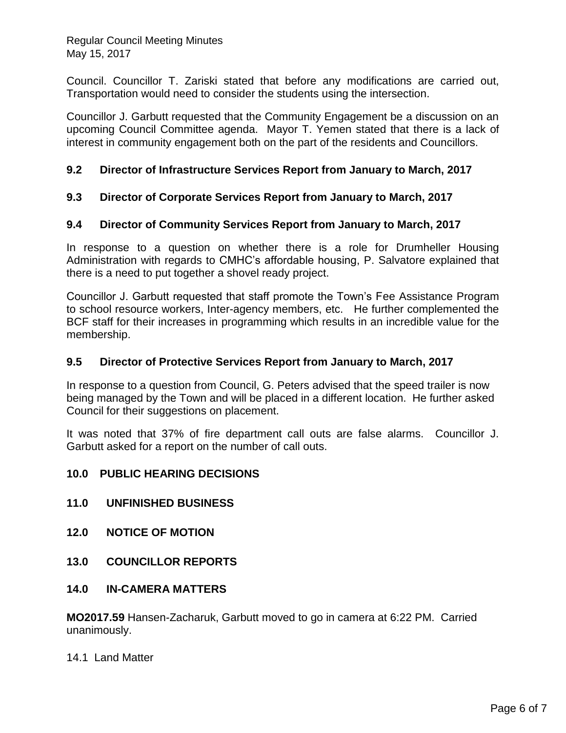Council. Councillor T. Zariski stated that before any modifications are carried out, Transportation would need to consider the students using the intersection.

Councillor J. Garbutt requested that the Community Engagement be a discussion on an upcoming Council Committee agenda. Mayor T. Yemen stated that there is a lack of interest in community engagement both on the part of the residents and Councillors.

### 9.2 Director of Infrastructure Services Report from January to March, 2017

### 9.3 Director of Corporate Services Report from January to March, 2017

### 9.4 Director of Community Services Report from January to March, 2017

In response to a question on whether there is a role for Drumheller Housing Administration with regards to CMHC's affordable housing, P. Salvatore explained that there is a need to put together a shovel ready project.

Councillor J. Garbutt requested that staff promote the Town's Fee Assistance Program to school resource workers, Inter-agency members, etc. He further complemented the BCF staff for their increases in programming which results in an incredible value for the membership.

### 9.5 Director of Protective Services Report from January to March, 2017

In response to a question from Council, G. Peters advised that the speed trailer is now being managed by the Town and will be placed in a different location. He further asked Council for their suggestions on placement.

It was noted that 37% of fire department call outs are false alarms. Councillor J. Garbutt asked for a report on the number of call outs.

## 10.0 PUBLIC HEARING DECISIONS

## 11.0 UNFINISHED BUSINESS

## 12.0 NOTICE OF MOTION

## 13.0 COUNCILLOR REPORTS

## 14.0 IN-CAMERA MATTERS

**MO2017.59** Hansen-Zacharuk, Garbutt moved to go in camera at 6:22 PM. Carried unanimously.

14.1 Land Matter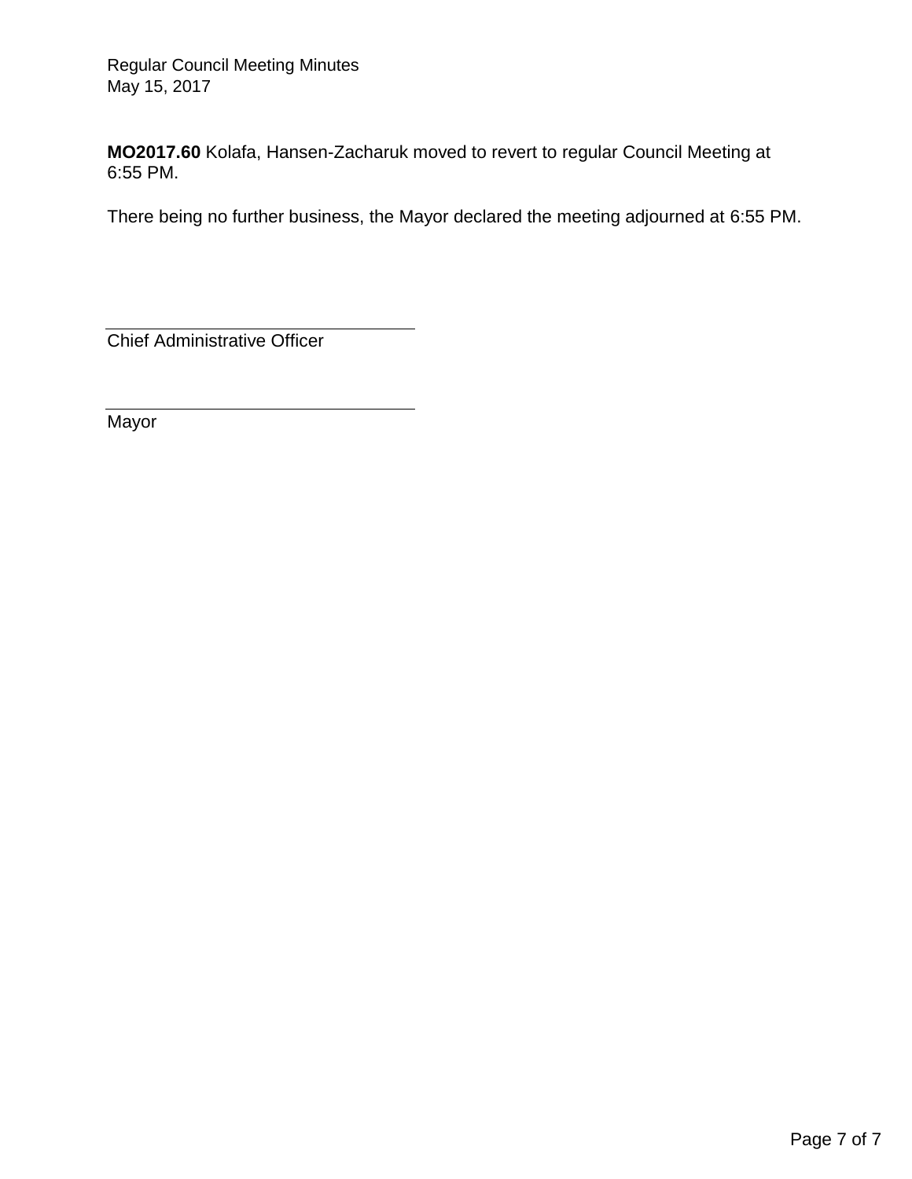**MO2017.60** Kolafa, Hansen-Zacharuk moved to revert to regular Council Meeting at 6:55 PM.

There being no further business, the Mayor declared the meeting adjourned at 6:55 PM.

\_\_\_\_\_\_\_\_\_\_\_\_\_\_\_\_\_\_\_\_\_\_\_\_\_\_\_\_\_\_\_\_\_\_

Chief Administrative Officer

\_\_\_\_\_\_\_\_\_\_\_\_\_\_\_\_\_\_\_\_\_\_\_\_\_\_\_\_\_\_\_\_\_\_

Mayor